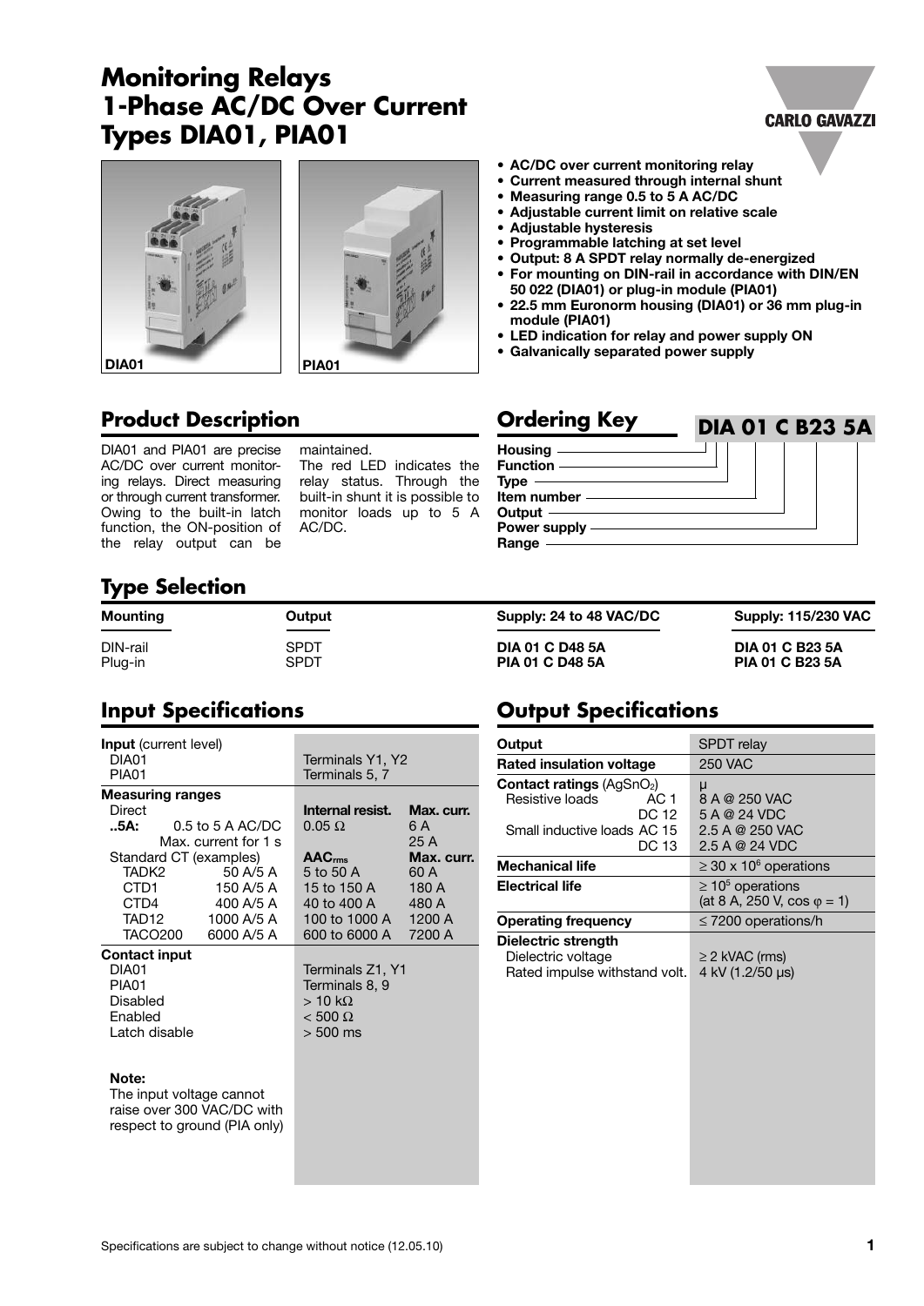# Monitoring Relays
# 1-Phase AC/DC Over Current
# Types DIA01, PIA01

CARLO GAVAZZI

DIA01 PIA01

- AC/DC over current monitoring relay
- Current measured through internal shunt
- Measuring range 0.5 to 5 A AC/DC
- Adjustable current limit on relative scale
- Adjustable hysteresis
- Programmable latching at set level
- Output: 8 A SPDT relay normally de-energized
- For mounting on DIN-rail in accordance with DIN/EN 50 022 (DIA01) or plug-in module (PIA01)
- 22.5 mm Euronorm housing (DIA01) or 36 mm plug-in module (PIA01)
- LED indication for relay and power supply ON
- Galvanically separated power supply

## Product Description

DIA01 and PIA01 are precise AC/DC over current monitoring relays. Direct measuring or through current transformer. Owing to the built-in latch function, the ON-position of the relay output can be maintained.

The red LED indicates the relay status. Through the built-in shunt it is possible to monitor loads up to 5 A AC/DC.

## Ordering Key

**DIA 01 C B23 5A**

- Housing
- Function
- Type
- Item number
- Output
- Power supply
- Range

## Type Selection

| Mounting | Output | Supply: 24 to 48 VAC/DC | Supply: 115/230 VAC |
|---|---|---|---|
| DIN-rail | SPDT | **DIA 01 C D48 5A** | **DIA 01 C B23 5A** |
| Plug-in | SPDT | **PIA 01 C D48 5A** | **PIA 01 C B23 5A** |

## Input Specifications

| | | | |
|---|---|---|---|
| **Input** (current level) | | | |
| DIA01 | | Terminals Y1, Y2 | |
| PIA01 | | Terminals 5, 7 | |
| **Measuring ranges** | | | |
| Direct | | **Internal resist.** | **Max. curr.** |
| **..5A:** | 0.5 to 5 A AC/DC | 0.05 Ω | 6 A |
| | Max. current for 1 s | | 25 A |
| Standard CT (examples) | | **$AAC_{rms}$** | **Max. curr.** |
| TADK2 | 50 A/5 A | 5 to 50 A | 60 A |
| CTD1 | 150 A/5 A | 15 to 150 A | 180 A |
| CTD4 | 400 A/5 A | 40 to 400 A | 480 A |
| TAD12 | 1000 A/5 A | 100 to 1000 A | 1200 A |
| TACO200 | 6000 A/5 A | 600 to 6000 A | 7200 A |
| **Contact input** | | | |
| DIA01 | | Terminals Z1, Y1 | |
| PIA01 | | Terminals 8, 9 | |
| Disabled | | > 10 kΩ | |
| Enabled | | < 500 Ω | |
| Latch disable | | > 500 ms | |

**Note:**
The input voltage cannot raise over 300 VAC/DC with respect to ground (PIA only)

## Output Specifications

| | | |
|---|---|---|
| **Output** | | SPDT relay |
| **Rated insulation voltage** | | 250 VAC |
| **Contact ratings** ($AgSnO_2$) | | μ |
| Resistive loads | AC 1 | 8 A @ 250 VAC |
| | DC 12 | 5 A @ 24 VDC |
| Small inductive loads | AC 15 | 2.5 A @ 250 VAC |
| | DC 13 | 2.5 A @ 24 VDC |
| **Mechanical life** | | ≥ 30 x $10^6$ operations |
| **Electrical life** | | ≥ $10^5$ operations (at 8 A, 250 V, cos φ = 1) |
| **Operating frequency** | | ≤ 7200 operations/h |
| **Dielectric strength** | | |
| Dielectric voltage | | ≥ 2 kVAC (rms) |
| Rated impulse withstand volt. | | 4 kV (1.2/50 μs) |

Specifications are subject to change without notice (12.05.10)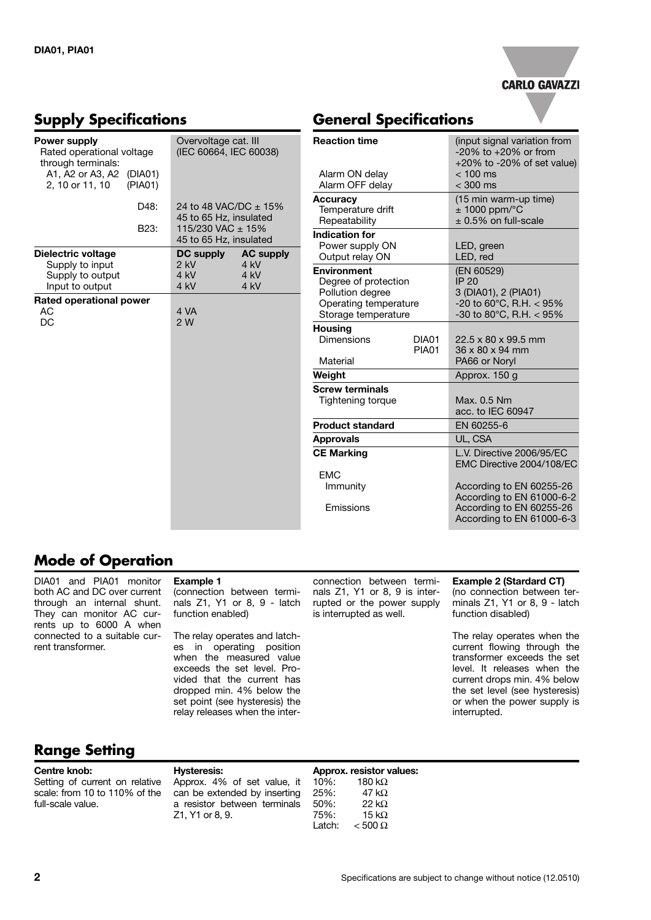## Supply Specifications

| | | |
|---|---|---|
| **Power supply**<br>Rated operational voltage through terminals:<br>A1, A2 or A3, A2 (DIA01)<br>2, 10 or 11, 10 (PIA01) | Overvoltage cat. III<br>(IEC 60664, IEC 60038) | |
| D48: | 24 to 48 VAC/DC ± 15%<br>45 to 65 Hz, insulated | |
| B23: | 115/230 VAC ± 15%<br>45 to 65 Hz, insulated | |
| **Dielectric voltage** | **DC supply** | **AC supply** |
| Supply to input | 2 kV | 4 kV |
| Supply to output | 4 kV | 4 kV |
| Input to output | 4 kV | 4 kV |
| **Rated operational power** | | |
| AC | 4 VA | |
| DC | 2 W | |

## General Specifications

| | |
|---|---|
| **Reaction time** | (input signal variation from -20% to +20% or from +20% to -20% of set value) |
| Alarm ON delay | < 100 ms |
| Alarm OFF delay | < 300 ms |
| **Accuracy** | (15 min warm-up time) |
| Temperature drift | ± 1000 ppm/°C |
| Repeatability | ± 0.5% on full-scale |
| **Indication for** | |
| Power supply ON | LED, green |
| Output relay ON | LED, red |
| **Environment** | (EN 60529) |
| Degree of protection | IP 20 |
| Pollution degree | 3 (DIA01), 2 (PIA01) |
| Operating temperature | -20 to 60°C, R.H. < 95% |
| Storage temperature | -30 to 80°C, R.H. < 95% |
| **Housing** | |
| Dimensions DIA01 | 22.5 x 80 x 99.5 mm |
| Dimensions PIA01 | 36 x 80 x 94 mm |
| Material | PA66 or Noryl |
| **Weight** | Approx. 150 g |
| **Screw terminals** | |
| Tightening torque | Max. 0.5 Nm<br>acc. to IEC 60947 |
| **Product standard** | EN 60255-6 |
| **Approvals** | UL, CSA |
| **CE Marking** | L.V. Directive 2006/95/EC<br>EMC Directive 2004/108/EC |
| EMC | |
| Immunity | According to EN 60255-26<br>According to EN 61000-6-2 |
| Emissions | According to EN 60255-26<br>According to EN 61000-6-3 |

## Mode of Operation

DIA01 and PIA01 monitor both AC and DC over current through an internal shunt. They can monitor AC currents up to 6000 A when connected to a suitable current transformer.

**Example 1**
(connection between terminals Z1, Y1 or 8, 9 - latch function enabled)

The relay operates and latches in operating position when the measured value exceeds the set level. Provided that the current has dropped min. 4% below the set point (see hysteresis) the relay releases when the interconnection between terminals Z1, Y1 or 8, 9 is interrupted or the power supply is interrupted as well.

**Example 2 (Stardard CT)**
(no connection between terminals Z1, Y1 or 8, 9 - latch function disabled)

The relay operates when the current flowing through the transformer exceeds the set level. It releases when the current drops min. 4% below the set level (see hysteresis) or when the power supply is interrupted.

## Range Setting

**Centre knob:**
Setting of current on relative scale: from 10 to 110% of the full-scale value.

**Hysteresis:**
Approx. 4% of set value, it can be extended by inserting a resistor between terminals Z1, Y1 or 8, 9.

**Approx. resistor values:**

| | |
|---|---|
| 10%: | 180 kΩ |
| 25%: | 47 kΩ |
| 50%: | 22 kΩ |
| 75%: | 15 kΩ |
| Latch: | < 500 Ω |

Specifications are subject to change without notice (12.0510)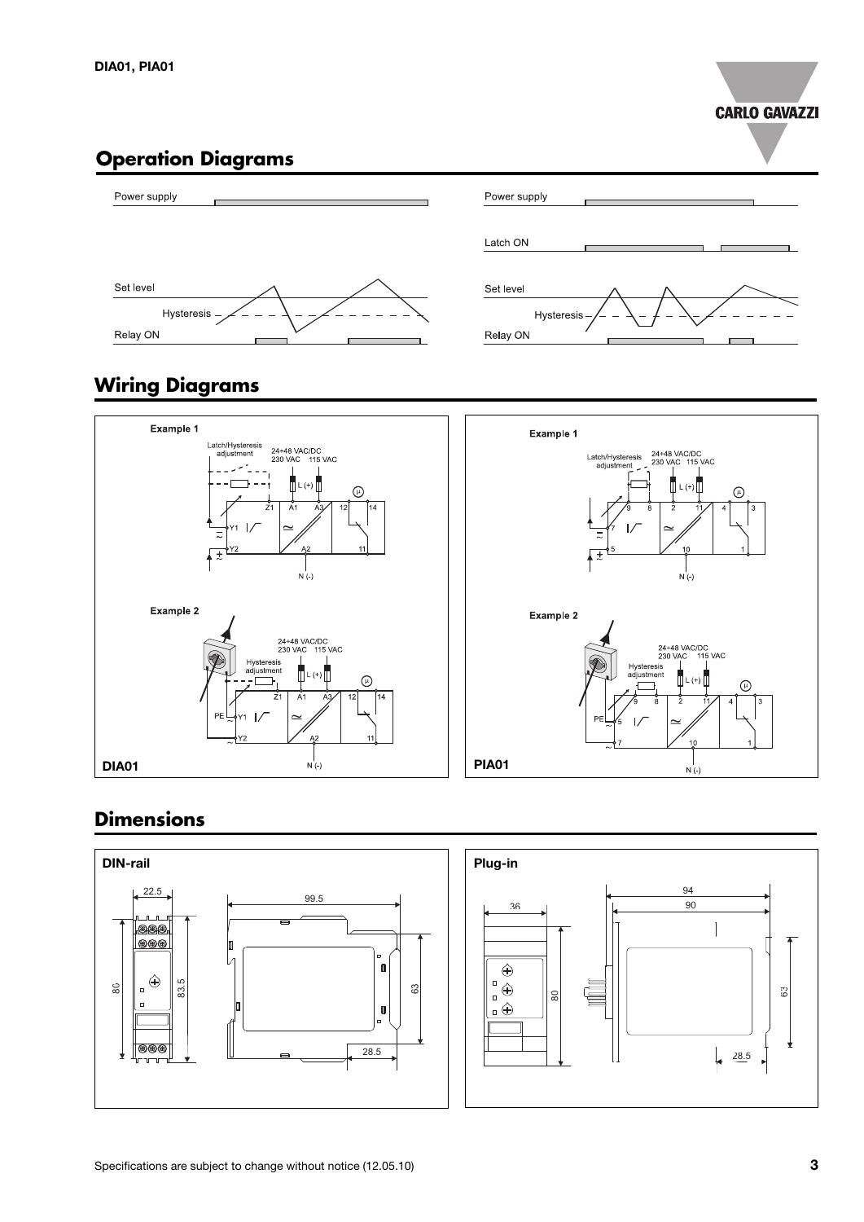## Operation Diagrams

Power supply

Set level

Hysteresis

Relay ON

Power supply

Latch ON

Set level

Hysteresis

Relay ON

## Wiring Diagrams

**DIA01**

Example 1

Latch/Hysteresis adjustment

24÷48 VAC/DC

230 VAC 115 VAC

L (+)

Z1 A1 A3 12 14

Y1

Y2

A2 11

N (-)

Example 2

24÷48 VAC/DC

230 VAC 115 VAC

Hysteresis adjustment

L (+)

Z1 A1 A3 12 14

PE Y1

Y2 A2 11

N (-)

**PIA01**

Example 1

Latch/Hysteresis adjustment

24÷48 VAC/DC

230 VAC 115 VAC

L (+)

9 8 2 11 4 3

7

5 10 1

N (-)

Example 2

24÷48 VAC/DC

230 VAC 115 VAC

Hysteresis adjustment

L (+)

9 8 2 11 4 3

PE 5

7 10 1

N (-)

## Dimensions

**DIN-rail**

22.5

99.5

80

83.5

63

28.5

**Plug-in**

94

36

90

80

63

28.5

Specifications are subject to change without notice (12.05.10)